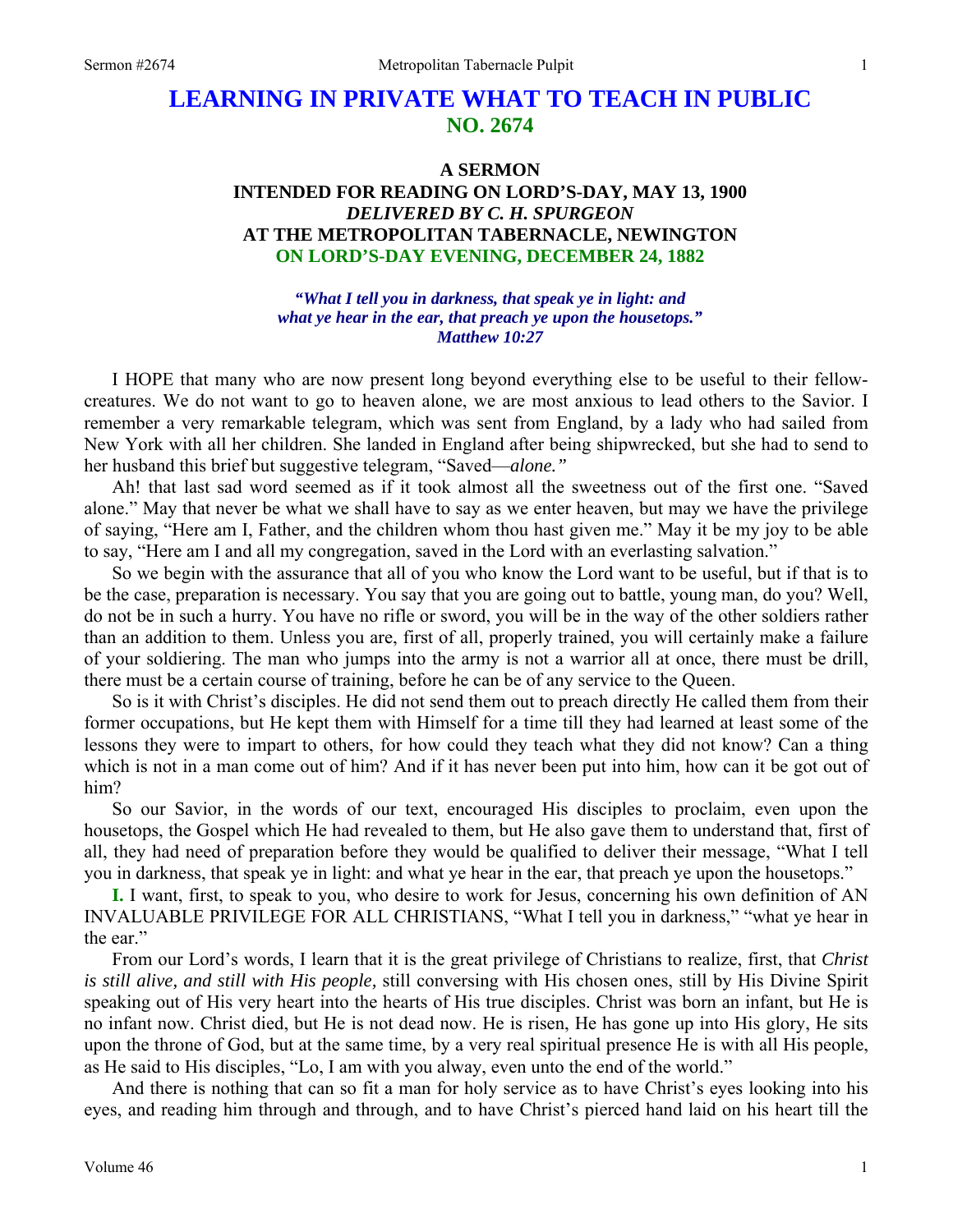# LEARNING IN PRIVATE WHAT TO TEACH IN PUBLIC
## NO. 2674

### A SERMON
### INTENDED FOR READING ON LORD'S-DAY, MAY 13, 1900
### *DELIVERED BY C. H. SPURGEON*
### AT THE METROPOLITAN TABERNACLE, NEWINGTON
### ON LORD'S-DAY EVENING, DECEMBER 24, 1882

*"What I tell you in darkness, that speak ye in light: and what ye hear in the ear, that preach ye upon the housetops." Matthew 10:27*

I HOPE that many who are now present long beyond everything else to be useful to their fellow-creatures. We do not want to go to heaven alone, we are most anxious to lead others to the Savior. I remember a very remarkable telegram, which was sent from England, by a lady who had sailed from New York with all her children. She landed in England after being shipwrecked, but she had to send to her husband this brief but suggestive telegram, "Saved—*alone."*

Ah! that last sad word seemed as if it took almost all the sweetness out of the first one. "Saved alone." May that never be what we shall have to say as we enter heaven, but may we have the privilege of saying, "Here am I, Father, and the children whom thou hast given me." May it be my joy to be able to say, "Here am I and all my congregation, saved in the Lord with an everlasting salvation."

So we begin with the assurance that all of you who know the Lord want to be useful, but if that is to be the case, preparation is necessary. You say that you are going out to battle, young man, do you? Well, do not be in such a hurry. You have no rifle or sword, you will be in the way of the other soldiers rather than an addition to them. Unless you are, first of all, properly trained, you will certainly make a failure of your soldiering. The man who jumps into the army is not a warrior all at once, there must be drill, there must be a certain course of training, before he can be of any service to the Queen.

So is it with Christ's disciples. He did not send them out to preach directly He called them from their former occupations, but He kept them with Himself for a time till they had learned at least some of the lessons they were to impart to others, for how could they teach what they did not know? Can a thing which is not in a man come out of him? And if it has never been put into him, how can it be got out of him?

So our Savior, in the words of our text, encouraged His disciples to proclaim, even upon the housetops, the Gospel which He had revealed to them, but He also gave them to understand that, first of all, they had need of preparation before they would be qualified to deliver their message, "What I tell you in darkness, that speak ye in light: and what ye hear in the ear, that preach ye upon the housetops."

**I.** I want, first, to speak to you, who desire to work for Jesus, concerning his own definition of AN INVALUABLE PRIVILEGE FOR ALL CHRISTIANS, "What I tell you in darkness," "what ye hear in the ear."

From our Lord's words, I learn that it is the great privilege of Christians to realize, first, that *Christ is still alive, and still with His people,* still conversing with His chosen ones, still by His Divine Spirit speaking out of His very heart into the hearts of His true disciples. Christ was born an infant, but He is no infant now. Christ died, but He is not dead now. He is risen, He has gone up into His glory, He sits upon the throne of God, but at the same time, by a very real spiritual presence He is with all His people, as He said to His disciples, "Lo, I am with you alway, even unto the end of the world."

And there is nothing that can so fit a man for holy service as to have Christ's eyes looking into his eyes, and reading him through and through, and to have Christ's pierced hand laid on his heart till the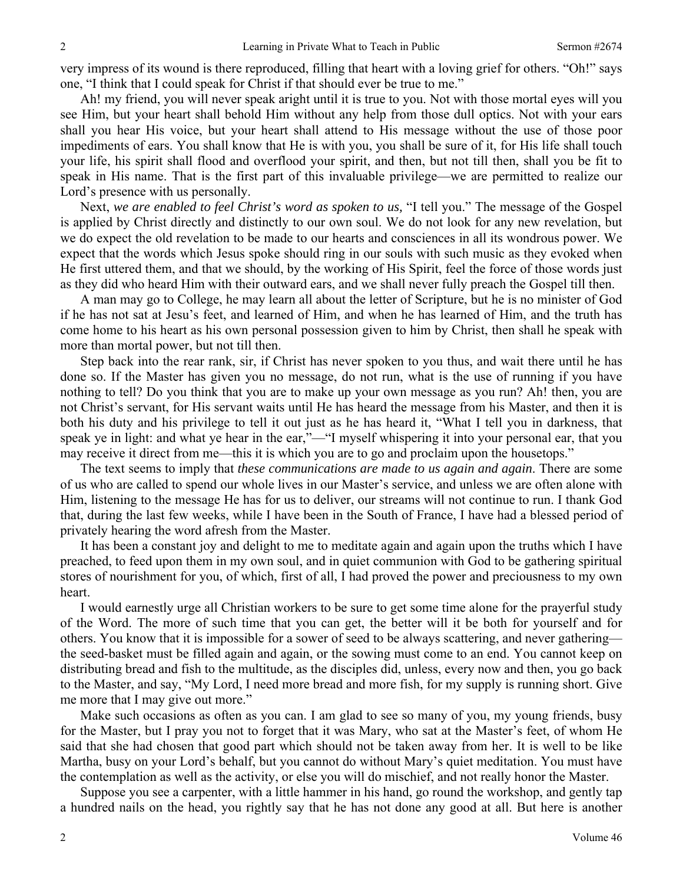very impress of its wound is there reproduced, filling that heart with a loving grief for others. "Oh!" says one, "I think that I could speak for Christ if that should ever be true to me."

Ah! my friend, you will never speak aright until it is true to you. Not with those mortal eyes will you see Him, but your heart shall behold Him without any help from those dull optics. Not with your ears shall you hear His voice, but your heart shall attend to His message without the use of those poor impediments of ears. You shall know that He is with you, you shall be sure of it, for His life shall touch your life, his spirit shall flood and overflood your spirit, and then, but not till then, shall you be fit to speak in His name. That is the first part of this invaluable privilege—we are permitted to realize our Lord's presence with us personally.

Next, *we are enabled to feel Christ's word as spoken to us,* "I tell you." The message of the Gospel is applied by Christ directly and distinctly to our own soul. We do not look for any new revelation, but we do expect the old revelation to be made to our hearts and consciences in all its wondrous power. We expect that the words which Jesus spoke should ring in our souls with such music as they evoked when He first uttered them, and that we should, by the working of His Spirit, feel the force of those words just as they did who heard Him with their outward ears, and we shall never fully preach the Gospel till then.

A man may go to College, he may learn all about the letter of Scripture, but he is no minister of God if he has not sat at Jesu's feet, and learned of Him, and when he has learned of Him, and the truth has come home to his heart as his own personal possession given to him by Christ, then shall he speak with more than mortal power, but not till then.

Step back into the rear rank, sir, if Christ has never spoken to you thus, and wait there until he has done so. If the Master has given you no message, do not run, what is the use of running if you have nothing to tell? Do you think that you are to make up your own message as you run? Ah! then, you are not Christ's servant, for His servant waits until He has heard the message from his Master, and then it is both his duty and his privilege to tell it out just as he has heard it, "What I tell you in darkness, that speak ye in light: and what ye hear in the ear,"—"I myself whispering it into your personal ear, that you may receive it direct from me—this it is which you are to go and proclaim upon the housetops."

The text seems to imply that *these communications are made to us again and again*. There are some of us who are called to spend our whole lives in our Master's service, and unless we are often alone with Him, listening to the message He has for us to deliver, our streams will not continue to run. I thank God that, during the last few weeks, while I have been in the South of France, I have had a blessed period of privately hearing the word afresh from the Master.

It has been a constant joy and delight to me to meditate again and again upon the truths which I have preached, to feed upon them in my own soul, and in quiet communion with God to be gathering spiritual stores of nourishment for you, of which, first of all, I had proved the power and preciousness to my own heart.

I would earnestly urge all Christian workers to be sure to get some time alone for the prayerful study of the Word. The more of such time that you can get, the better will it be both for yourself and for others. You know that it is impossible for a sower of seed to be always scattering, and never gathering—the seed-basket must be filled again and again, or the sowing must come to an end. You cannot keep on distributing bread and fish to the multitude, as the disciples did, unless, every now and then, you go back to the Master, and say, "My Lord, I need more bread and more fish, for my supply is running short. Give me more that I may give out more."

Make such occasions as often as you can. I am glad to see so many of you, my young friends, busy for the Master, but I pray you not to forget that it was Mary, who sat at the Master's feet, of whom He said that she had chosen that good part which should not be taken away from her. It is well to be like Martha, busy on your Lord's behalf, but you cannot do without Mary's quiet meditation. You must have the contemplation as well as the activity, or else you will do mischief, and not really honor the Master.

Suppose you see a carpenter, with a little hammer in his hand, go round the workshop, and gently tap a hundred nails on the head, you rightly say that he has not done any good at all. But here is another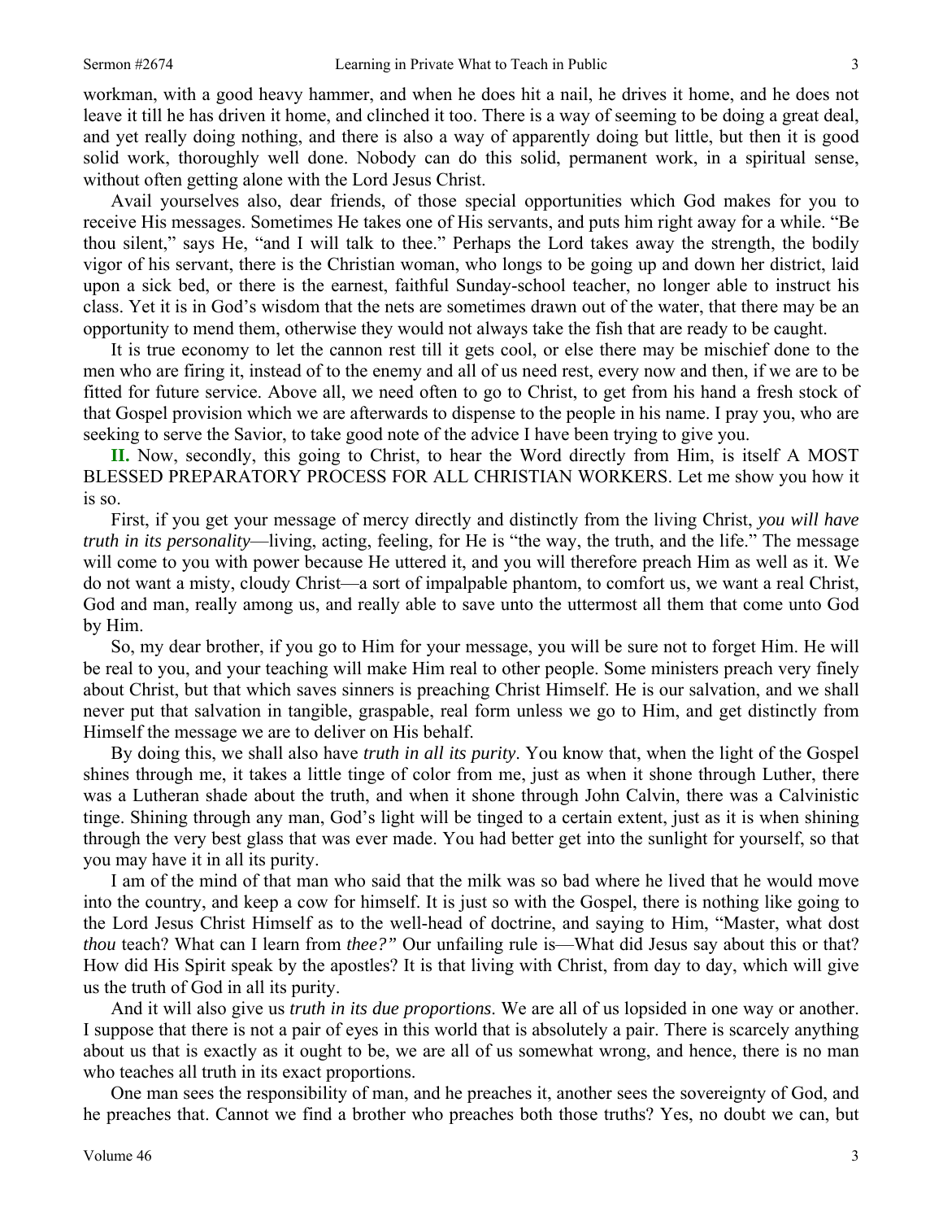workman, with a good heavy hammer, and when he does hit a nail, he drives it home, and he does not leave it till he has driven it home, and clinched it too. There is a way of seeming to be doing a great deal, and yet really doing nothing, and there is also a way of apparently doing but little, but then it is good solid work, thoroughly well done. Nobody can do this solid, permanent work, in a spiritual sense, without often getting alone with the Lord Jesus Christ.

Avail yourselves also, dear friends, of those special opportunities which God makes for you to receive His messages. Sometimes He takes one of His servants, and puts him right away for a while. "Be thou silent," says He, "and I will talk to thee." Perhaps the Lord takes away the strength, the bodily vigor of his servant, there is the Christian woman, who longs to be going up and down her district, laid upon a sick bed, or there is the earnest, faithful Sunday-school teacher, no longer able to instruct his class. Yet it is in God's wisdom that the nets are sometimes drawn out of the water, that there may be an opportunity to mend them, otherwise they would not always take the fish that are ready to be caught.

It is true economy to let the cannon rest till it gets cool, or else there may be mischief done to the men who are firing it, instead of to the enemy and all of us need rest, every now and then, if we are to be fitted for future service. Above all, we need often to go to Christ, to get from his hand a fresh stock of that Gospel provision which we are afterwards to dispense to the people in his name. I pray you, who are seeking to serve the Savior, to take good note of the advice I have been trying to give you.

**II.** Now, secondly, this going to Christ, to hear the Word directly from Him, is itself A MOST BLESSED PREPARATORY PROCESS FOR ALL CHRISTIAN WORKERS. Let me show you how it is so.

First, if you get your message of mercy directly and distinctly from the living Christ, *you will have truth in its personality*—living, acting, feeling, for He is "the way, the truth, and the life." The message will come to you with power because He uttered it, and you will therefore preach Him as well as it. We do not want a misty, cloudy Christ—a sort of impalpable phantom, to comfort us, we want a real Christ, God and man, really among us, and really able to save unto the uttermost all them that come unto God by Him.

So, my dear brother, if you go to Him for your message, you will be sure not to forget Him. He will be real to you, and your teaching will make Him real to other people. Some ministers preach very finely about Christ, but that which saves sinners is preaching Christ Himself. He is our salvation, and we shall never put that salvation in tangible, graspable, real form unless we go to Him, and get distinctly from Himself the message we are to deliver on His behalf.

By doing this, we shall also have *truth in all its purity*. You know that, when the light of the Gospel shines through me, it takes a little tinge of color from me, just as when it shone through Luther, there was a Lutheran shade about the truth, and when it shone through John Calvin, there was a Calvinistic tinge. Shining through any man, God's light will be tinged to a certain extent, just as it is when shining through the very best glass that was ever made. You had better get into the sunlight for yourself, so that you may have it in all its purity.

I am of the mind of that man who said that the milk was so bad where he lived that he would move into the country, and keep a cow for himself. It is just so with the Gospel, there is nothing like going to the Lord Jesus Christ Himself as to the well-head of doctrine, and saying to Him, "Master, what dost *thou* teach? What can I learn from *thee?"* Our unfailing rule is—What did Jesus say about this or that? How did His Spirit speak by the apostles? It is that living with Christ, from day to day, which will give us the truth of God in all its purity.

And it will also give us *truth in its due proportions*. We are all of us lopsided in one way or another. I suppose that there is not a pair of eyes in this world that is absolutely a pair. There is scarcely anything about us that is exactly as it ought to be, we are all of us somewhat wrong, and hence, there is no man who teaches all truth in its exact proportions.

One man sees the responsibility of man, and he preaches it, another sees the sovereignty of God, and he preaches that. Cannot we find a brother who preaches both those truths? Yes, no doubt we can, but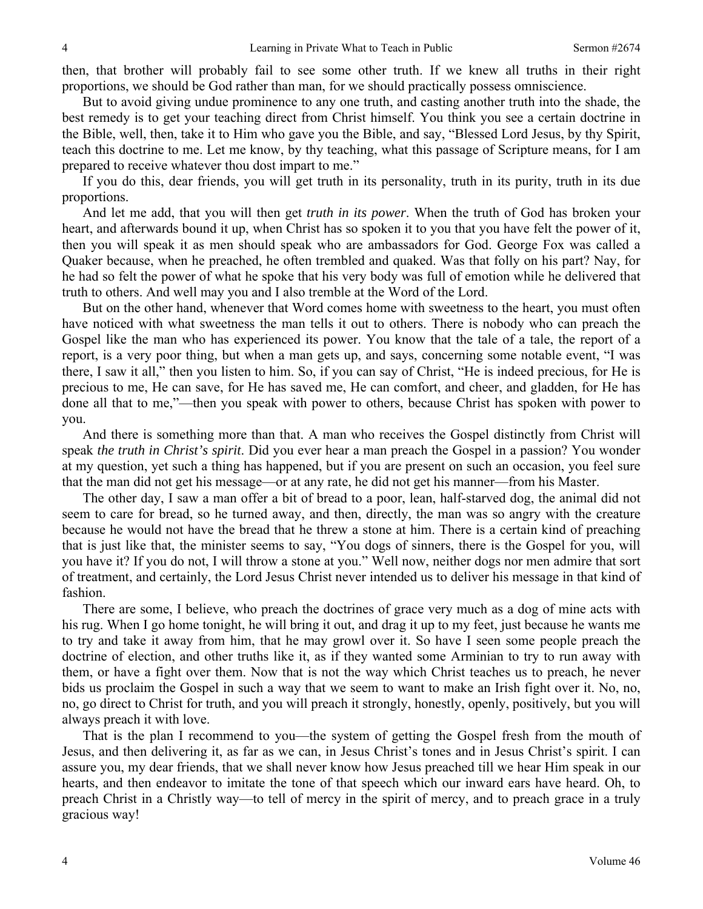then, that brother will probably fail to see some other truth. If we knew all truths in their right proportions, we should be God rather than man, for we should practically possess omniscience.

But to avoid giving undue prominence to any one truth, and casting another truth into the shade, the best remedy is to get your teaching direct from Christ himself. You think you see a certain doctrine in the Bible, well, then, take it to Him who gave you the Bible, and say, "Blessed Lord Jesus, by thy Spirit, teach this doctrine to me. Let me know, by thy teaching, what this passage of Scripture means, for I am prepared to receive whatever thou dost impart to me."

If you do this, dear friends, you will get truth in its personality, truth in its purity, truth in its due proportions.

And let me add, that you will then get *truth in its power*. When the truth of God has broken your heart, and afterwards bound it up, when Christ has so spoken it to you that you have felt the power of it, then you will speak it as men should speak who are ambassadors for God. George Fox was called a Quaker because, when he preached, he often trembled and quaked. Was that folly on his part? Nay, for he had so felt the power of what he spoke that his very body was full of emotion while he delivered that truth to others. And well may you and I also tremble at the Word of the Lord.

But on the other hand, whenever that Word comes home with sweetness to the heart, you must often have noticed with what sweetness the man tells it out to others. There is nobody who can preach the Gospel like the man who has experienced its power. You know that the tale of a tale, the report of a report, is a very poor thing, but when a man gets up, and says, concerning some notable event, "I was there, I saw it all," then you listen to him. So, if you can say of Christ, "He is indeed precious, for He is precious to me, He can save, for He has saved me, He can comfort, and cheer, and gladden, for He has done all that to me,"—then you speak with power to others, because Christ has spoken with power to you.

And there is something more than that. A man who receives the Gospel distinctly from Christ will speak *the truth in Christ's spirit*. Did you ever hear a man preach the Gospel in a passion? You wonder at my question, yet such a thing has happened, but if you are present on such an occasion, you feel sure that the man did not get his message—or at any rate, he did not get his manner—from his Master.

The other day, I saw a man offer a bit of bread to a poor, lean, half-starved dog, the animal did not seem to care for bread, so he turned away, and then, directly, the man was so angry with the creature because he would not have the bread that he threw a stone at him. There is a certain kind of preaching that is just like that, the minister seems to say, "You dogs of sinners, there is the Gospel for you, will you have it? If you do not, I will throw a stone at you." Well now, neither dogs nor men admire that sort of treatment, and certainly, the Lord Jesus Christ never intended us to deliver his message in that kind of fashion.

There are some, I believe, who preach the doctrines of grace very much as a dog of mine acts with his rug. When I go home tonight, he will bring it out, and drag it up to my feet, just because he wants me to try and take it away from him, that he may growl over it. So have I seen some people preach the doctrine of election, and other truths like it, as if they wanted some Arminian to try to run away with them, or have a fight over them. Now that is not the way which Christ teaches us to preach, he never bids us proclaim the Gospel in such a way that we seem to want to make an Irish fight over it. No, no, no, go direct to Christ for truth, and you will preach it strongly, honestly, openly, positively, but you will always preach it with love.

That is the plan I recommend to you—the system of getting the Gospel fresh from the mouth of Jesus, and then delivering it, as far as we can, in Jesus Christ's tones and in Jesus Christ's spirit. I can assure you, my dear friends, that we shall never know how Jesus preached till we hear Him speak in our hearts, and then endeavor to imitate the tone of that speech which our inward ears have heard. Oh, to preach Christ in a Christly way—to tell of mercy in the spirit of mercy, and to preach grace in a truly gracious way!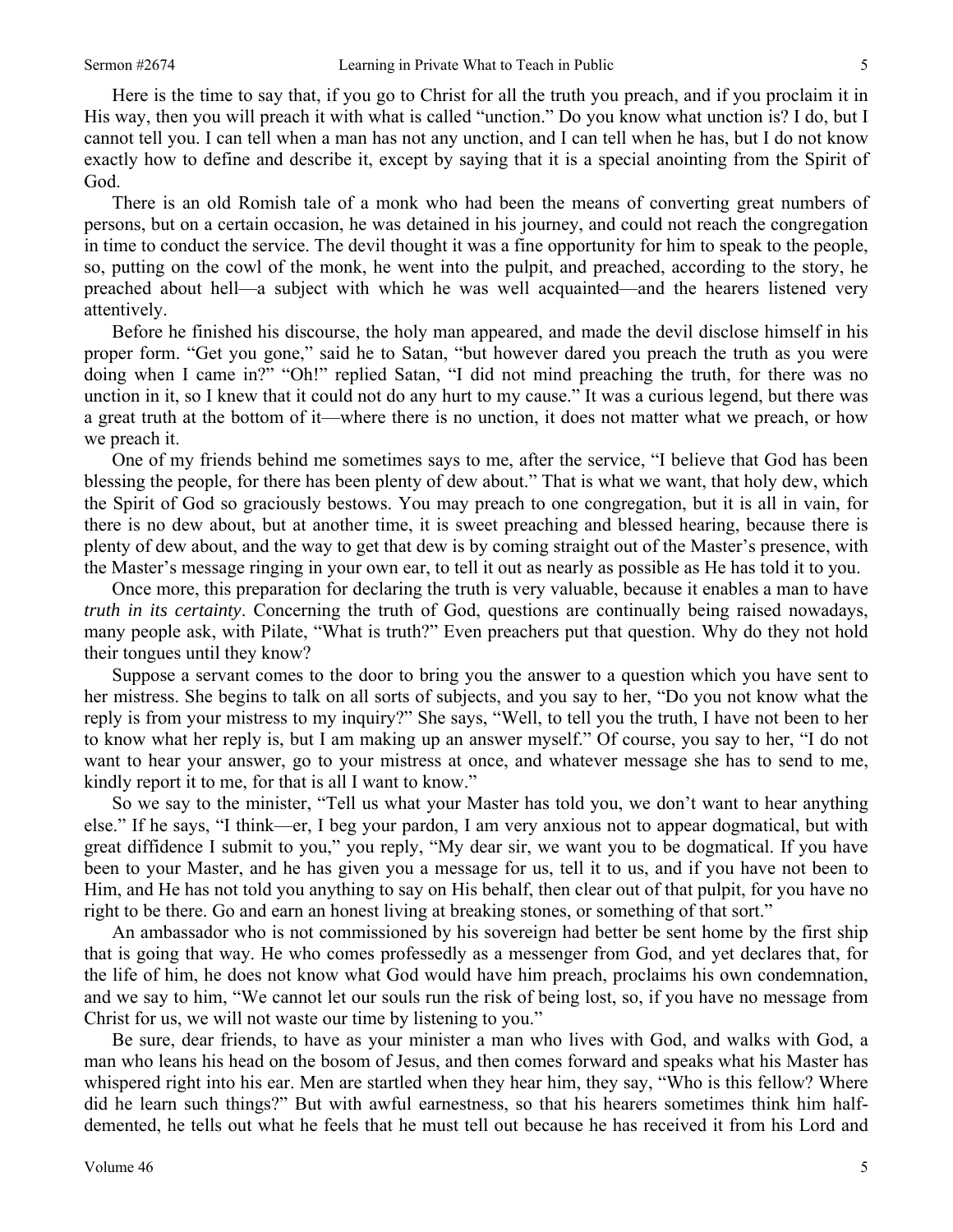Here is the time to say that, if you go to Christ for all the truth you preach, and if you proclaim it in His way, then you will preach it with what is called "unction." Do you know what unction is? I do, but I cannot tell you. I can tell when a man has not any unction, and I can tell when he has, but I do not know exactly how to define and describe it, except by saying that it is a special anointing from the Spirit of God.

There is an old Romish tale of a monk who had been the means of converting great numbers of persons, but on a certain occasion, he was detained in his journey, and could not reach the congregation in time to conduct the service. The devil thought it was a fine opportunity for him to speak to the people, so, putting on the cowl of the monk, he went into the pulpit, and preached, according to the story, he preached about hell—a subject with which he was well acquainted—and the hearers listened very attentively.

Before he finished his discourse, the holy man appeared, and made the devil disclose himself in his proper form. "Get you gone," said he to Satan, "but however dared you preach the truth as you were doing when I came in?" "Oh!" replied Satan, "I did not mind preaching the truth, for there was no unction in it, so I knew that it could not do any hurt to my cause." It was a curious legend, but there was a great truth at the bottom of it—where there is no unction, it does not matter what we preach, or how we preach it.

One of my friends behind me sometimes says to me, after the service, "I believe that God has been blessing the people, for there has been plenty of dew about." That is what we want, that holy dew, which the Spirit of God so graciously bestows. You may preach to one congregation, but it is all in vain, for there is no dew about, but at another time, it is sweet preaching and blessed hearing, because there is plenty of dew about, and the way to get that dew is by coming straight out of the Master's presence, with the Master's message ringing in your own ear, to tell it out as nearly as possible as He has told it to you.

Once more, this preparation for declaring the truth is very valuable, because it enables a man to have *truth in its certainty*. Concerning the truth of God, questions are continually being raised nowadays, many people ask, with Pilate, "What is truth?" Even preachers put that question. Why do they not hold their tongues until they know?

Suppose a servant comes to the door to bring you the answer to a question which you have sent to her mistress. She begins to talk on all sorts of subjects, and you say to her, "Do you not know what the reply is from your mistress to my inquiry?" She says, "Well, to tell you the truth, I have not been to her to know what her reply is, but I am making up an answer myself." Of course, you say to her, "I do not want to hear your answer, go to your mistress at once, and whatever message she has to send to me, kindly report it to me, for that is all I want to know."

So we say to the minister, "Tell us what your Master has told you, we don't want to hear anything else." If he says, "I think—er, I beg your pardon, I am very anxious not to appear dogmatical, but with great diffidence I submit to you," you reply, "My dear sir, we want you to be dogmatical. If you have been to your Master, and he has given you a message for us, tell it to us, and if you have not been to Him, and He has not told you anything to say on His behalf, then clear out of that pulpit, for you have no right to be there. Go and earn an honest living at breaking stones, or something of that sort."

An ambassador who is not commissioned by his sovereign had better be sent home by the first ship that is going that way. He who comes professedly as a messenger from God, and yet declares that, for the life of him, he does not know what God would have him preach, proclaims his own condemnation, and we say to him, "We cannot let our souls run the risk of being lost, so, if you have no message from Christ for us, we will not waste our time by listening to you."

Be sure, dear friends, to have as your minister a man who lives with God, and walks with God, a man who leans his head on the bosom of Jesus, and then comes forward and speaks what his Master has whispered right into his ear. Men are startled when they hear him, they say, "Who is this fellow? Where did he learn such things?" But with awful earnestness, so that his hearers sometimes think him half-demented, he tells out what he feels that he must tell out because he has received it from his Lord and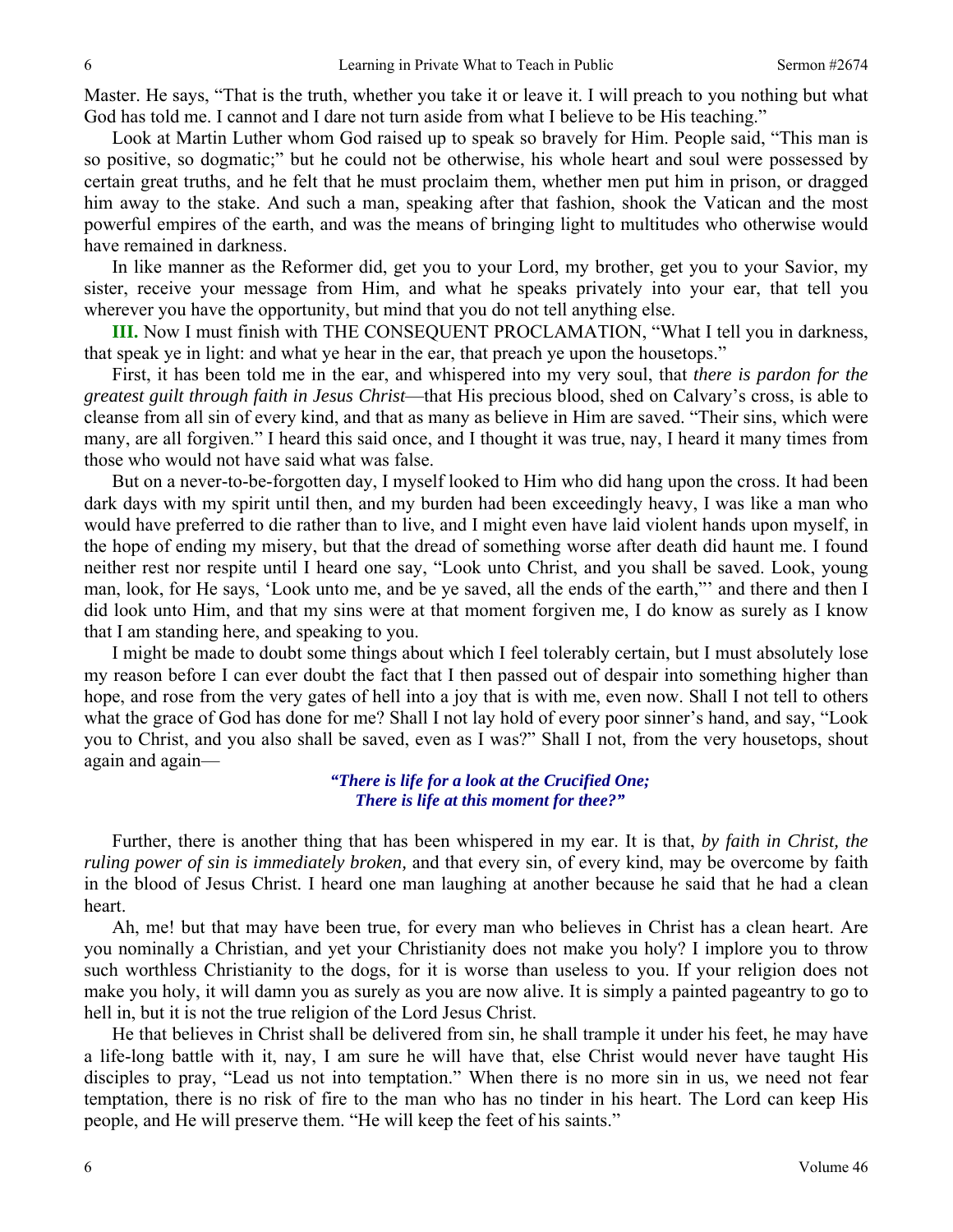Master. He says, "That is the truth, whether you take it or leave it. I will preach to you nothing but what God has told me. I cannot and I dare not turn aside from what I believe to be His teaching."

Look at Martin Luther whom God raised up to speak so bravely for Him. People said, "This man is so positive, so dogmatic;" but he could not be otherwise, his whole heart and soul were possessed by certain great truths, and he felt that he must proclaim them, whether men put him in prison, or dragged him away to the stake. And such a man, speaking after that fashion, shook the Vatican and the most powerful empires of the earth, and was the means of bringing light to multitudes who otherwise would have remained in darkness.

In like manner as the Reformer did, get you to your Lord, my brother, get you to your Savior, my sister, receive your message from Him, and what he speaks privately into your ear, that tell you wherever you have the opportunity, but mind that you do not tell anything else.

**III.** Now I must finish with THE CONSEQUENT PROCLAMATION, "What I tell you in darkness, that speak ye in light: and what ye hear in the ear, that preach ye upon the housetops."

First, it has been told me in the ear, and whispered into my very soul, that *there is pardon for the greatest guilt through faith in Jesus Christ*—that His precious blood, shed on Calvary's cross, is able to cleanse from all sin of every kind, and that as many as believe in Him are saved. "Their sins, which were many, are all forgiven." I heard this said once, and I thought it was true, nay, I heard it many times from those who would not have said what was false.

But on a never-to-be-forgotten day, I myself looked to Him who did hang upon the cross. It had been dark days with my spirit until then, and my burden had been exceedingly heavy, I was like a man who would have preferred to die rather than to live, and I might even have laid violent hands upon myself, in the hope of ending my misery, but that the dread of something worse after death did haunt me. I found neither rest nor respite until I heard one say, "Look unto Christ, and you shall be saved. Look, young man, look, for He says, 'Look unto me, and be ye saved, all the ends of the earth,"' and there and then I did look unto Him, and that my sins were at that moment forgiven me, I do know as surely as I know that I am standing here, and speaking to you.

I might be made to doubt some things about which I feel tolerably certain, but I must absolutely lose my reason before I can ever doubt the fact that I then passed out of despair into something higher than hope, and rose from the very gates of hell into a joy that is with me, even now. Shall I not tell to others what the grace of God has done for me? Shall I not lay hold of every poor sinner's hand, and say, "Look you to Christ, and you also shall be saved, even as I was?" Shall I not, from the very housetops, shout again and again—

> ***"There is life for a look at the Crucified One;***
> ***There is life at this moment for thee?"***

Further, there is another thing that has been whispered in my ear. It is that, *by faith in Christ, the ruling power of sin is immediately broken,* and that every sin, of every kind, may be overcome by faith in the blood of Jesus Christ. I heard one man laughing at another because he said that he had a clean heart.

Ah, me! but that may have been true, for every man who believes in Christ has a clean heart. Are you nominally a Christian, and yet your Christianity does not make you holy? I implore you to throw such worthless Christianity to the dogs, for it is worse than useless to you. If your religion does not make you holy, it will damn you as surely as you are now alive. It is simply a painted pageantry to go to hell in, but it is not the true religion of the Lord Jesus Christ.

He that believes in Christ shall be delivered from sin, he shall trample it under his feet, he may have a life-long battle with it, nay, I am sure he will have that, else Christ would never have taught His disciples to pray, "Lead us not into temptation." When there is no more sin in us, we need not fear temptation, there is no risk of fire to the man who has no tinder in his heart. The Lord can keep His people, and He will preserve them. "He will keep the feet of his saints."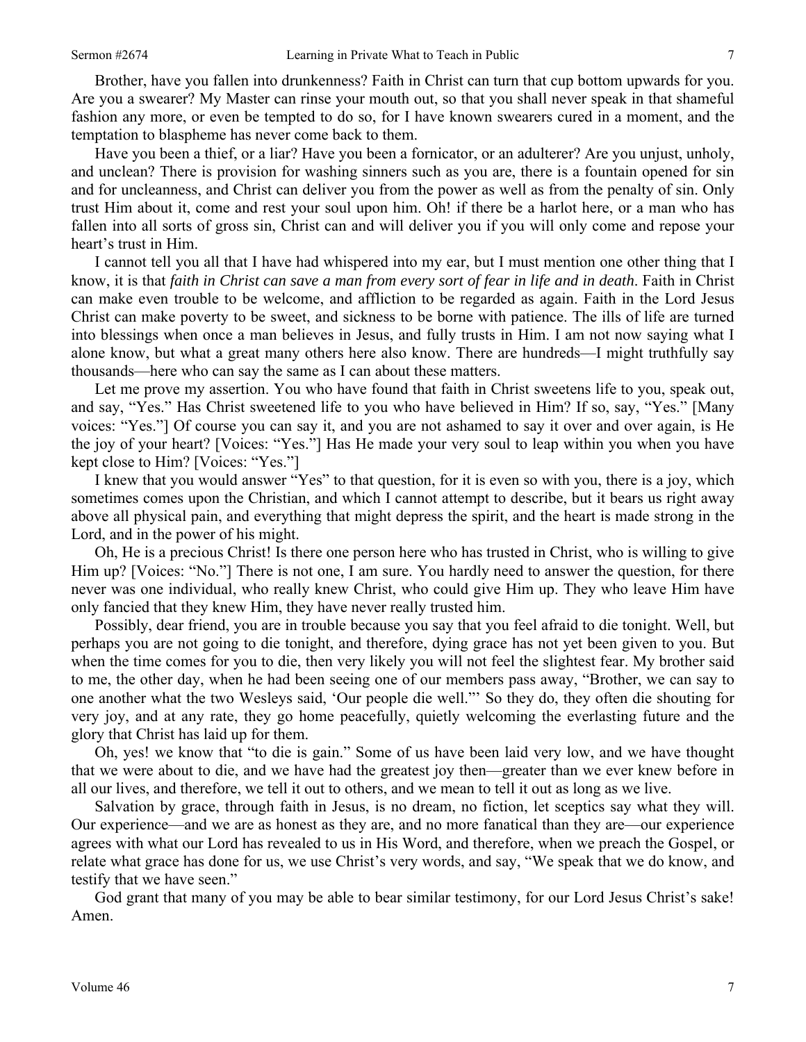Brother, have you fallen into drunkenness? Faith in Christ can turn that cup bottom upwards for you. Are you a swearer? My Master can rinse your mouth out, so that you shall never speak in that shameful fashion any more, or even be tempted to do so, for I have known swearers cured in a moment, and the temptation to blaspheme has never come back to them.

Have you been a thief, or a liar? Have you been a fornicator, or an adulterer? Are you unjust, unholy, and unclean? There is provision for washing sinners such as you are, there is a fountain opened for sin and for uncleanness, and Christ can deliver you from the power as well as from the penalty of sin. Only trust Him about it, come and rest your soul upon him. Oh! if there be a harlot here, or a man who has fallen into all sorts of gross sin, Christ can and will deliver you if you will only come and repose your heart's trust in Him.

I cannot tell you all that I have had whispered into my ear, but I must mention one other thing that I know, it is that *faith in Christ can save a man from every sort of fear in life and in death*. Faith in Christ can make even trouble to be welcome, and affliction to be regarded as again. Faith in the Lord Jesus Christ can make poverty to be sweet, and sickness to be borne with patience. The ills of life are turned into blessings when once a man believes in Jesus, and fully trusts in Him. I am not now saying what I alone know, but what a great many others here also know. There are hundreds—I might truthfully say thousands—here who can say the same as I can about these matters.

Let me prove my assertion. You who have found that faith in Christ sweetens life to you, speak out, and say, "Yes." Has Christ sweetened life to you who have believed in Him? If so, say, "Yes." [Many voices: "Yes."] Of course you can say it, and you are not ashamed to say it over and over again, is He the joy of your heart? [Voices: "Yes."] Has He made your very soul to leap within you when you have kept close to Him? [Voices: "Yes."]

I knew that you would answer "Yes" to that question, for it is even so with you, there is a joy, which sometimes comes upon the Christian, and which I cannot attempt to describe, but it bears us right away above all physical pain, and everything that might depress the spirit, and the heart is made strong in the Lord, and in the power of his might.

Oh, He is a precious Christ! Is there one person here who has trusted in Christ, who is willing to give Him up? [Voices: "No."] There is not one, I am sure. You hardly need to answer the question, for there never was one individual, who really knew Christ, who could give Him up. They who leave Him have only fancied that they knew Him, they have never really trusted him.

Possibly, dear friend, you are in trouble because you say that you feel afraid to die tonight. Well, but perhaps you are not going to die tonight, and therefore, dying grace has not yet been given to you. But when the time comes for you to die, then very likely you will not feel the slightest fear. My brother said to me, the other day, when he had been seeing one of our members pass away, "Brother, we can say to one another what the two Wesleys said, 'Our people die well."' So they do, they often die shouting for very joy, and at any rate, they go home peacefully, quietly welcoming the everlasting future and the glory that Christ has laid up for them.

Oh, yes! we know that "to die is gain." Some of us have been laid very low, and we have thought that we were about to die, and we have had the greatest joy then—greater than we ever knew before in all our lives, and therefore, we tell it out to others, and we mean to tell it out as long as we live.

Salvation by grace, through faith in Jesus, is no dream, no fiction, let sceptics say what they will. Our experience—and we are as honest as they are, and no more fanatical than they are—our experience agrees with what our Lord has revealed to us in His Word, and therefore, when we preach the Gospel, or relate what grace has done for us, we use Christ's very words, and say, "We speak that we do know, and testify that we have seen."

God grant that many of you may be able to bear similar testimony, for our Lord Jesus Christ's sake! Amen.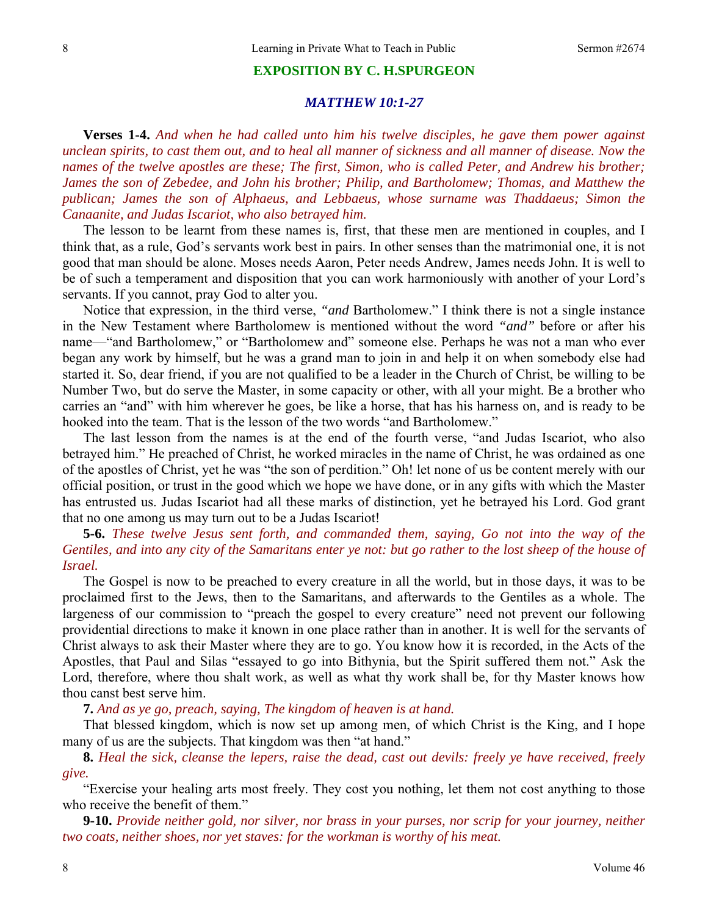## EXPOSITION BY C. H.SPURGEON

### *MATTHEW 10:1-27*

**Verses 1-4.** *And when he had called unto him his twelve disciples, he gave them power against unclean spirits, to cast them out, and to heal all manner of sickness and all manner of disease. Now the names of the twelve apostles are these; The first, Simon, who is called Peter, and Andrew his brother; James the son of Zebedee, and John his brother; Philip, and Bartholomew; Thomas, and Matthew the publican; James the son of Alphaeus, and Lebbaeus, whose surname was Thaddaeus; Simon the Canaanite, and Judas Iscariot, who also betrayed him.*

The lesson to be learnt from these names is, first, that these men are mentioned in couples, and I think that, as a rule, God's servants work best in pairs. In other senses than the matrimonial one, it is not good that man should be alone. Moses needs Aaron, Peter needs Andrew, James needs John. It is well to be of such a temperament and disposition that you can work harmoniously with another of your Lord's servants. If you cannot, pray God to alter you.

Notice that expression, in the third verse, *"and* Bartholomew." I think there is not a single instance in the New Testament where Bartholomew is mentioned without the word *"and"* before or after his name—"and Bartholomew," or "Bartholomew and" someone else. Perhaps he was not a man who ever began any work by himself, but he was a grand man to join in and help it on when somebody else had started it. So, dear friend, if you are not qualified to be a leader in the Church of Christ, be willing to be Number Two, but do serve the Master, in some capacity or other, with all your might. Be a brother who carries an "and" with him wherever he goes, be like a horse, that has his harness on, and is ready to be hooked into the team. That is the lesson of the two words "and Bartholomew."

The last lesson from the names is at the end of the fourth verse, "and Judas Iscariot, who also betrayed him." He preached of Christ, he worked miracles in the name of Christ, he was ordained as one of the apostles of Christ, yet he was "the son of perdition." Oh! let none of us be content merely with our official position, or trust in the good which we hope we have done, or in any gifts with which the Master has entrusted us. Judas Iscariot had all these marks of distinction, yet he betrayed his Lord. God grant that no one among us may turn out to be a Judas Iscariot!

**5-6.** *These twelve Jesus sent forth, and commanded them, saying, Go not into the way of the Gentiles, and into any city of the Samaritans enter ye not: but go rather to the lost sheep of the house of Israel.*

The Gospel is now to be preached to every creature in all the world, but in those days, it was to be proclaimed first to the Jews, then to the Samaritans, and afterwards to the Gentiles as a whole. The largeness of our commission to "preach the gospel to every creature" need not prevent our following providential directions to make it known in one place rather than in another. It is well for the servants of Christ always to ask their Master where they are to go. You know how it is recorded, in the Acts of the Apostles, that Paul and Silas "essayed to go into Bithynia, but the Spirit suffered them not." Ask the Lord, therefore, where thou shalt work, as well as what thy work shall be, for thy Master knows how thou canst best serve him.

**7.** *And as ye go, preach, saying, The kingdom of heaven is at hand.*

That blessed kingdom, which is now set up among men, of which Christ is the King, and I hope many of us are the subjects. That kingdom was then "at hand."

**8.** *Heal the sick, cleanse the lepers, raise the dead, cast out devils: freely ye have received, freely give.*

"Exercise your healing arts most freely. They cost you nothing, let them not cost anything to those who receive the benefit of them."

**9-10.** *Provide neither gold, nor silver, nor brass in your purses, nor scrip for your journey, neither two coats, neither shoes, nor yet staves: for the workman is worthy of his meat.*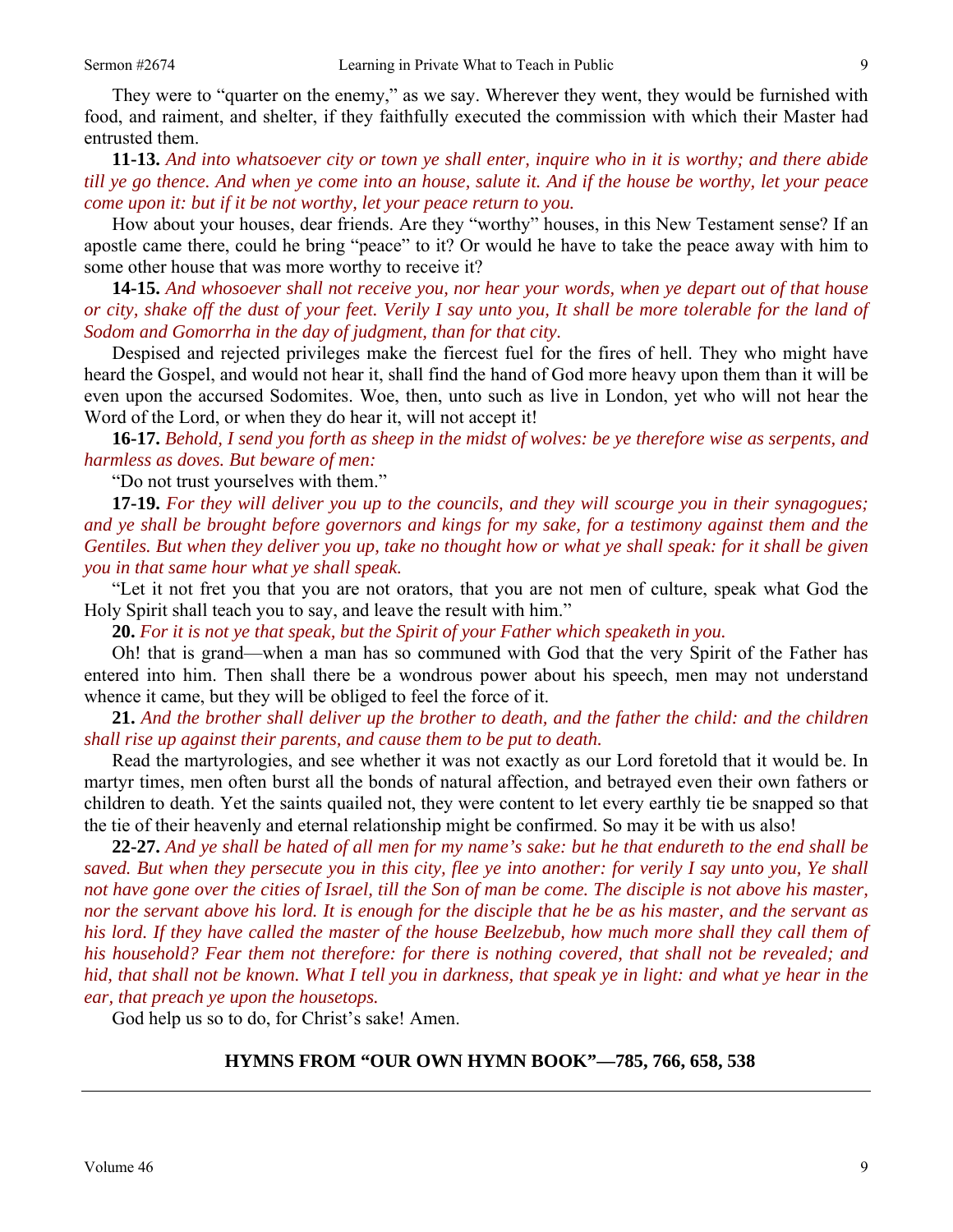They were to "quarter on the enemy," as we say. Wherever they went, they would be furnished with food, and raiment, and shelter, if they faithfully executed the commission with which their Master had entrusted them.

**11-13.** *And into whatsoever city or town ye shall enter, inquire who in it is worthy; and there abide till ye go thence. And when ye come into an house, salute it. And if the house be worthy, let your peace come upon it: but if it be not worthy, let your peace return to you.*

How about your houses, dear friends. Are they "worthy" houses, in this New Testament sense? If an apostle came there, could he bring "peace" to it? Or would he have to take the peace away with him to some other house that was more worthy to receive it?

**14-15.** *And whosoever shall not receive you, nor hear your words, when ye depart out of that house or city, shake off the dust of your feet. Verily I say unto you, It shall be more tolerable for the land of Sodom and Gomorrha in the day of judgment, than for that city.*

Despised and rejected privileges make the fiercest fuel for the fires of hell. They who might have heard the Gospel, and would not hear it, shall find the hand of God more heavy upon them than it will be even upon the accursed Sodomites. Woe, then, unto such as live in London, yet who will not hear the Word of the Lord, or when they do hear it, will not accept it!

**16-17.** *Behold, I send you forth as sheep in the midst of wolves: be ye therefore wise as serpents, and harmless as doves. But beware of men:*

"Do not trust yourselves with them."

**17-19.** *For they will deliver you up to the councils, and they will scourge you in their synagogues; and ye shall be brought before governors and kings for my sake, for a testimony against them and the Gentiles. But when they deliver you up, take no thought how or what ye shall speak: for it shall be given you in that same hour what ye shall speak.*

"Let it not fret you that you are not orators, that you are not men of culture, speak what God the Holy Spirit shall teach you to say, and leave the result with him."

**20.** *For it is not ye that speak, but the Spirit of your Father which speaketh in you.*

Oh! that is grand—when a man has so communed with God that the very Spirit of the Father has entered into him. Then shall there be a wondrous power about his speech, men may not understand whence it came, but they will be obliged to feel the force of it.

**21.** *And the brother shall deliver up the brother to death, and the father the child: and the children shall rise up against their parents, and cause them to be put to death.*

Read the martyrologies, and see whether it was not exactly as our Lord foretold that it would be. In martyr times, men often burst all the bonds of natural affection, and betrayed even their own fathers or children to death. Yet the saints quailed not, they were content to let every earthly tie be snapped so that the tie of their heavenly and eternal relationship might be confirmed. So may it be with us also!

**22-27.** *And ye shall be hated of all men for my name's sake: but he that endureth to the end shall be saved. But when they persecute you in this city, flee ye into another: for verily I say unto you, Ye shall not have gone over the cities of Israel, till the Son of man be come. The disciple is not above his master, nor the servant above his lord. It is enough for the disciple that he be as his master, and the servant as his lord. If they have called the master of the house Beelzebub, how much more shall they call them of his household? Fear them not therefore: for there is nothing covered, that shall not be revealed; and hid, that shall not be known. What I tell you in darkness, that speak ye in light: and what ye hear in the ear, that preach ye upon the housetops.*

God help us so to do, for Christ's sake! Amen.

**HYMNS FROM "OUR OWN HYMN BOOK"—785, 766, 658, 538**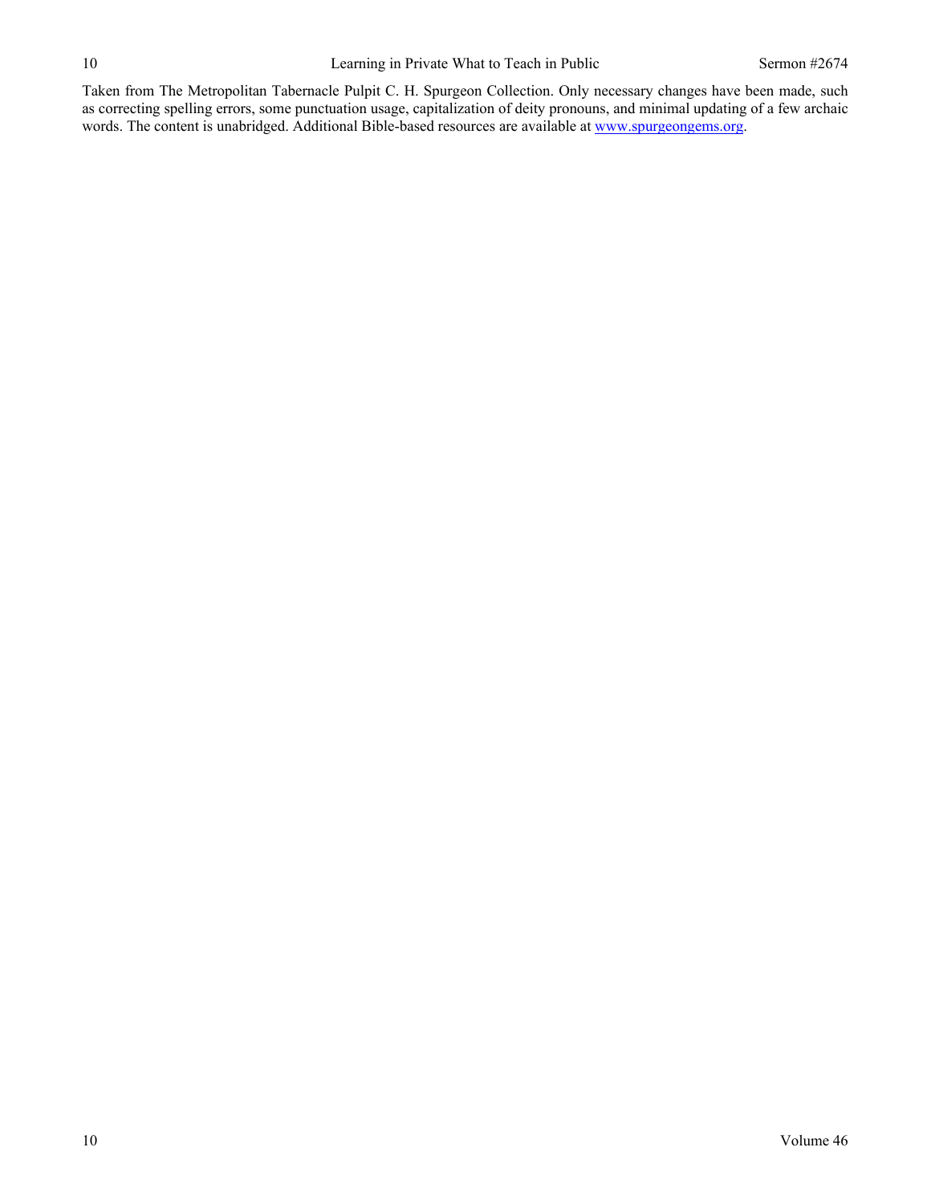Taken from The Metropolitan Tabernacle Pulpit C. H. Spurgeon Collection. Only necessary changes have been made, such as correcting spelling errors, some punctuation usage, capitalization of deity pronouns, and minimal updating of a few archaic words. The content is unabridged. Additional Bible-based resources are available at www.spurgeongems.org.